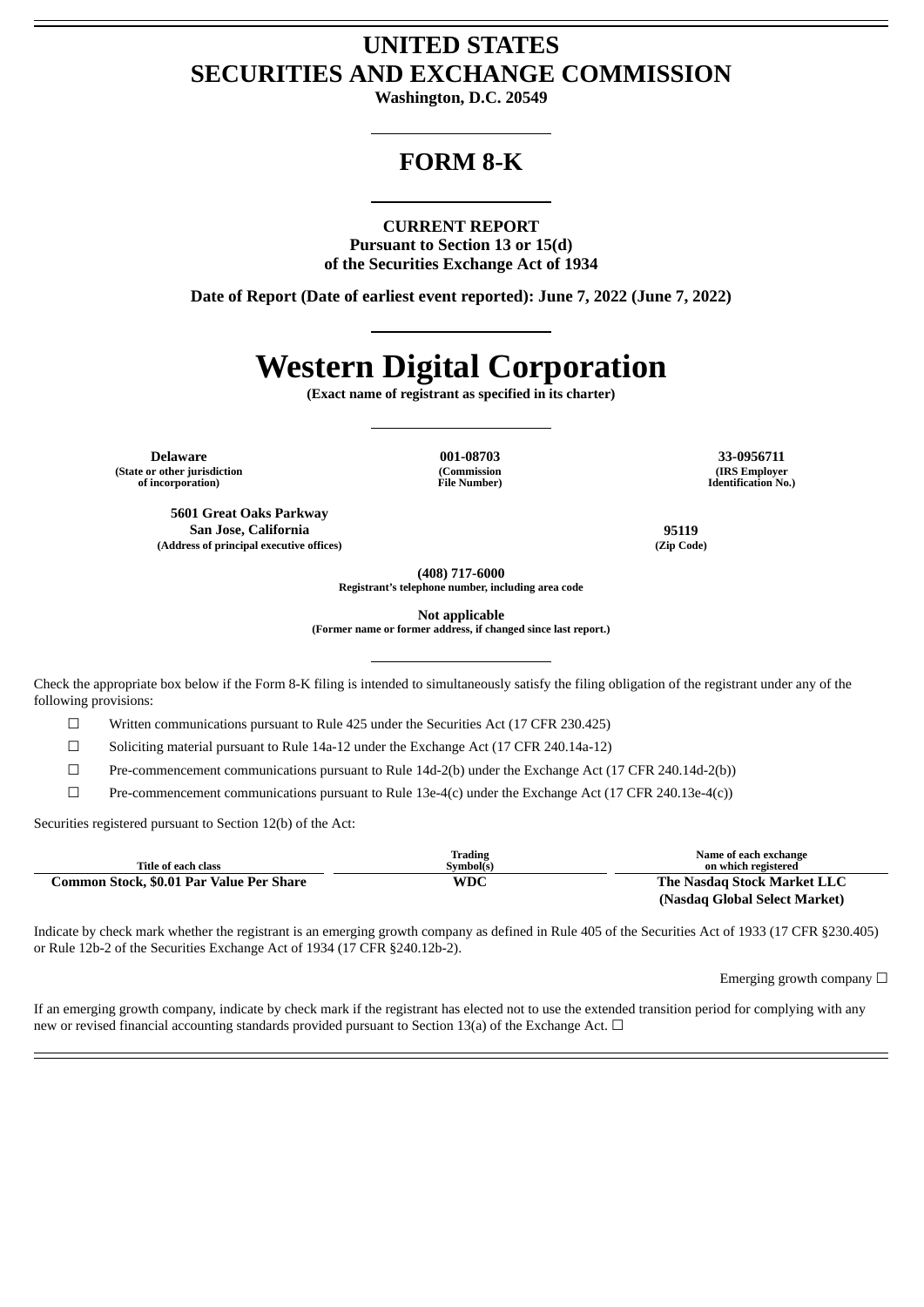# UNITED STATES
# SECURITIES AND EXCHANGE COMMISSION

**Washington, D.C. 20549**

## FORM 8-K

**CURRENT REPORT**
**Pursuant to Section 13 or 15(d)**
**of the Securities Exchange Act of 1934**

**Date of Report (Date of earliest event reported): June 7, 2022 (June 7, 2022)**

# Western Digital Corporation

**(Exact name of registrant as specified in its charter)**

| **Delaware** | **001-08703** | **33-0956711** |
|---|---|---|
| **(State or other jurisdiction of incorporation)** | **(Commission File Number)** | **(IRS Employer Identification No.)** |

| **5601 Great Oaks Parkway San Jose, California** | **95119** |
|---|---|
| **(Address of principal executive offices)** | **(Zip Code)** |

**(408) 717-6000**
**Registrant's telephone number, including area code**

**Not applicable**
**(Former name or former address, if changed since last report.)**

Check the appropriate box below if the Form 8-K filing is intended to simultaneously satisfy the filing obligation of the registrant under any of the following provisions:

☐ Written communications pursuant to Rule 425 under the Securities Act (17 CFR 230.425)

☐ Soliciting material pursuant to Rule 14a-12 under the Exchange Act (17 CFR 240.14a-12)

☐ Pre-commencement communications pursuant to Rule 14d-2(b) under the Exchange Act (17 CFR 240.14d-2(b))

☐ Pre-commencement communications pursuant to Rule 13e-4(c) under the Exchange Act (17 CFR 240.13e-4(c))

Securities registered pursuant to Section 12(b) of the Act:

| Title of each class | Trading Symbol(s) | Name of each exchange on which registered |
|---|---|---|
| **Common Stock, $0.01 Par Value Per Share** | **WDC** | **The Nasdaq Stock Market LLC (Nasdaq Global Select Market)** |

Indicate by check mark whether the registrant is an emerging growth company as defined in Rule 405 of the Securities Act of 1933 (17 CFR §230.405) or Rule 12b-2 of the Securities Exchange Act of 1934 (17 CFR §240.12b-2).

Emerging growth company ☐

If an emerging growth company, indicate by check mark if the registrant has elected not to use the extended transition period for complying with any new or revised financial accounting standards provided pursuant to Section 13(a) of the Exchange Act. ☐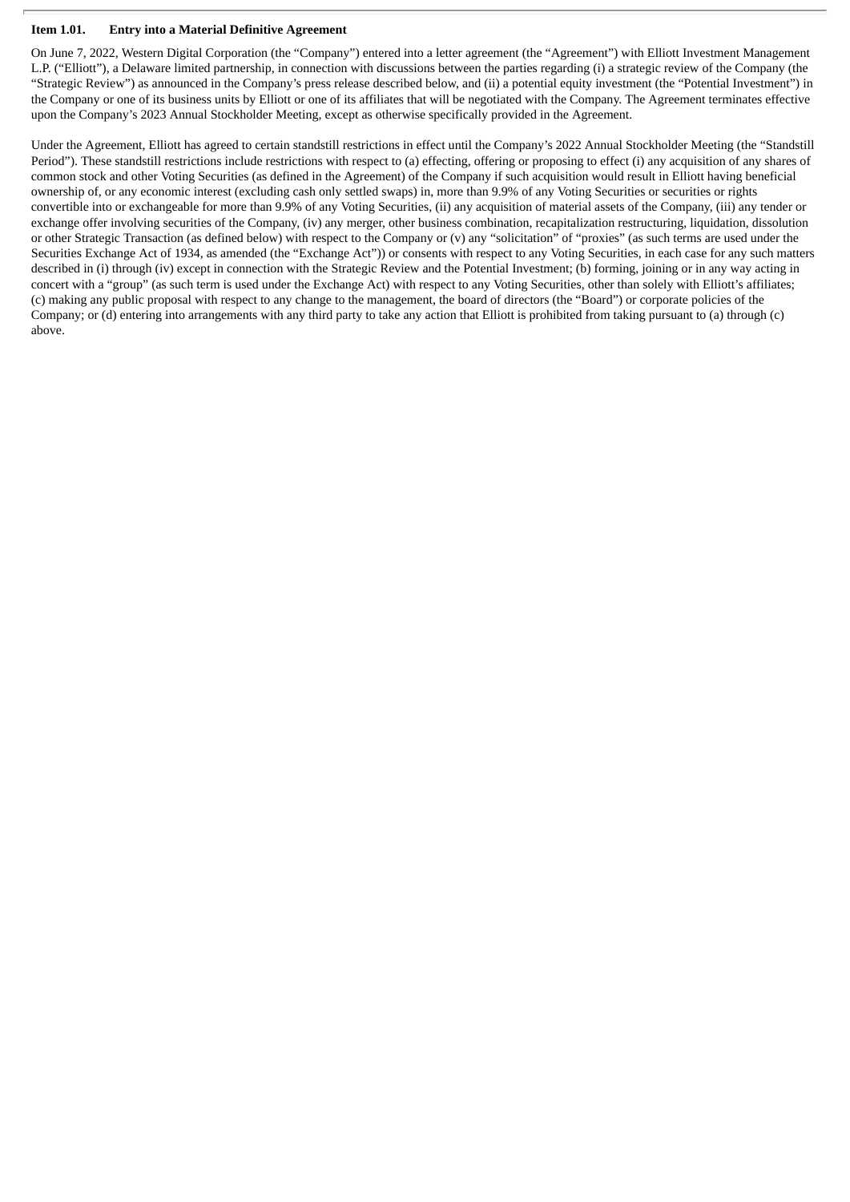**Item 1.01. Entry into a Material Definitive Agreement**

On June 7, 2022, Western Digital Corporation (the "Company") entered into a letter agreement (the "Agreement") with Elliott Investment Management L.P. ("Elliott"), a Delaware limited partnership, in connection with discussions between the parties regarding (i) a strategic review of the Company (the "Strategic Review") as announced in the Company's press release described below, and (ii) a potential equity investment (the "Potential Investment") in the Company or one of its business units by Elliott or one of its affiliates that will be negotiated with the Company. The Agreement terminates effective upon the Company's 2023 Annual Stockholder Meeting, except as otherwise specifically provided in the Agreement.

Under the Agreement, Elliott has agreed to certain standstill restrictions in effect until the Company's 2022 Annual Stockholder Meeting (the "Standstill Period"). These standstill restrictions include restrictions with respect to (a) effecting, offering or proposing to effect (i) any acquisition of any shares of common stock and other Voting Securities (as defined in the Agreement) of the Company if such acquisition would result in Elliott having beneficial ownership of, or any economic interest (excluding cash only settled swaps) in, more than 9.9% of any Voting Securities or securities or rights convertible into or exchangeable for more than 9.9% of any Voting Securities, (ii) any acquisition of material assets of the Company, (iii) any tender or exchange offer involving securities of the Company, (iv) any merger, other business combination, recapitalization restructuring, liquidation, dissolution or other Strategic Transaction (as defined below) with respect to the Company or (v) any "solicitation" of "proxies" (as such terms are used under the Securities Exchange Act of 1934, as amended (the "Exchange Act")) or consents with respect to any Voting Securities, in each case for any such matters described in (i) through (iv) except in connection with the Strategic Review and the Potential Investment; (b) forming, joining or in any way acting in concert with a "group" (as such term is used under the Exchange Act) with respect to any Voting Securities, other than solely with Elliott's affiliates; (c) making any public proposal with respect to any change to the management, the board of directors (the "Board") or corporate policies of the Company; or (d) entering into arrangements with any third party to take any action that Elliott is prohibited from taking pursuant to (a) through (c) above.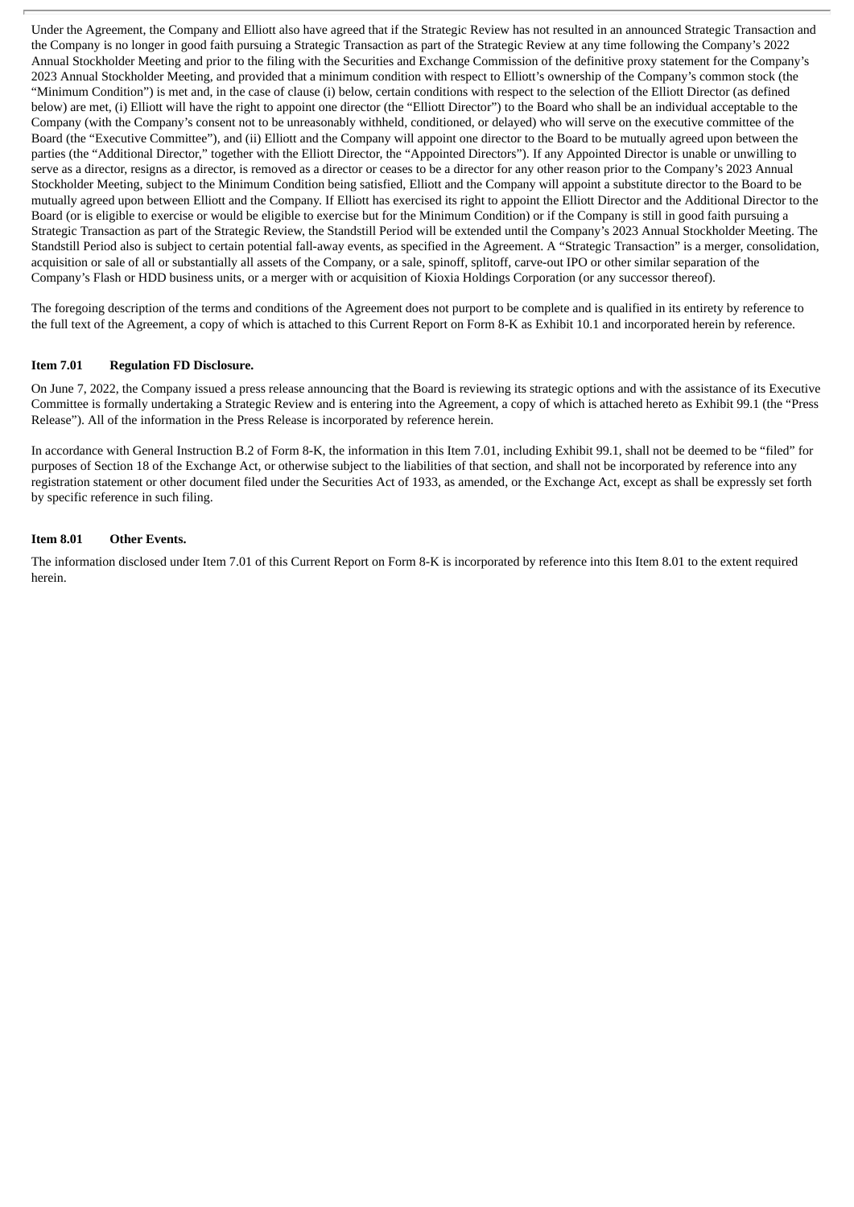Under the Agreement, the Company and Elliott also have agreed that if the Strategic Review has not resulted in an announced Strategic Transaction and the Company is no longer in good faith pursuing a Strategic Transaction as part of the Strategic Review at any time following the Company's 2022 Annual Stockholder Meeting and prior to the filing with the Securities and Exchange Commission of the definitive proxy statement for the Company's 2023 Annual Stockholder Meeting, and provided that a minimum condition with respect to Elliott's ownership of the Company's common stock (the "Minimum Condition") is met and, in the case of clause (i) below, certain conditions with respect to the selection of the Elliott Director (as defined below) are met, (i) Elliott will have the right to appoint one director (the "Elliott Director") to the Board who shall be an individual acceptable to the Company (with the Company's consent not to be unreasonably withheld, conditioned, or delayed) who will serve on the executive committee of the Board (the "Executive Committee"), and (ii) Elliott and the Company will appoint one director to the Board to be mutually agreed upon between the parties (the "Additional Director," together with the Elliott Director, the "Appointed Directors"). If any Appointed Director is unable or unwilling to serve as a director, resigns as a director, is removed as a director or ceases to be a director for any other reason prior to the Company's 2023 Annual Stockholder Meeting, subject to the Minimum Condition being satisfied, Elliott and the Company will appoint a substitute director to the Board to be mutually agreed upon between Elliott and the Company. If Elliott has exercised its right to appoint the Elliott Director and the Additional Director to the Board (or is eligible to exercise or would be eligible to exercise but for the Minimum Condition) or if the Company is still in good faith pursuing a Strategic Transaction as part of the Strategic Review, the Standstill Period will be extended until the Company's 2023 Annual Stockholder Meeting. The Standstill Period also is subject to certain potential fall-away events, as specified in the Agreement. A "Strategic Transaction" is a merger, consolidation, acquisition or sale of all or substantially all assets of the Company, or a sale, spinoff, splitoff, carve-out IPO or other similar separation of the Company's Flash or HDD business units, or a merger with or acquisition of Kioxia Holdings Corporation (or any successor thereof).

The foregoing description of the terms and conditions of the Agreement does not purport to be complete and is qualified in its entirety by reference to the full text of the Agreement, a copy of which is attached to this Current Report on Form 8-K as Exhibit 10.1 and incorporated herein by reference.

**Item 7.01 Regulation FD Disclosure.**

On June 7, 2022, the Company issued a press release announcing that the Board is reviewing its strategic options and with the assistance of its Executive Committee is formally undertaking a Strategic Review and is entering into the Agreement, a copy of which is attached hereto as Exhibit 99.1 (the "Press Release"). All of the information in the Press Release is incorporated by reference herein.

In accordance with General Instruction B.2 of Form 8-K, the information in this Item 7.01, including Exhibit 99.1, shall not be deemed to be "filed" for purposes of Section 18 of the Exchange Act, or otherwise subject to the liabilities of that section, and shall not be incorporated by reference into any registration statement or other document filed under the Securities Act of 1933, as amended, or the Exchange Act, except as shall be expressly set forth by specific reference in such filing.

**Item 8.01 Other Events.**

The information disclosed under Item 7.01 of this Current Report on Form 8-K is incorporated by reference into this Item 8.01 to the extent required herein.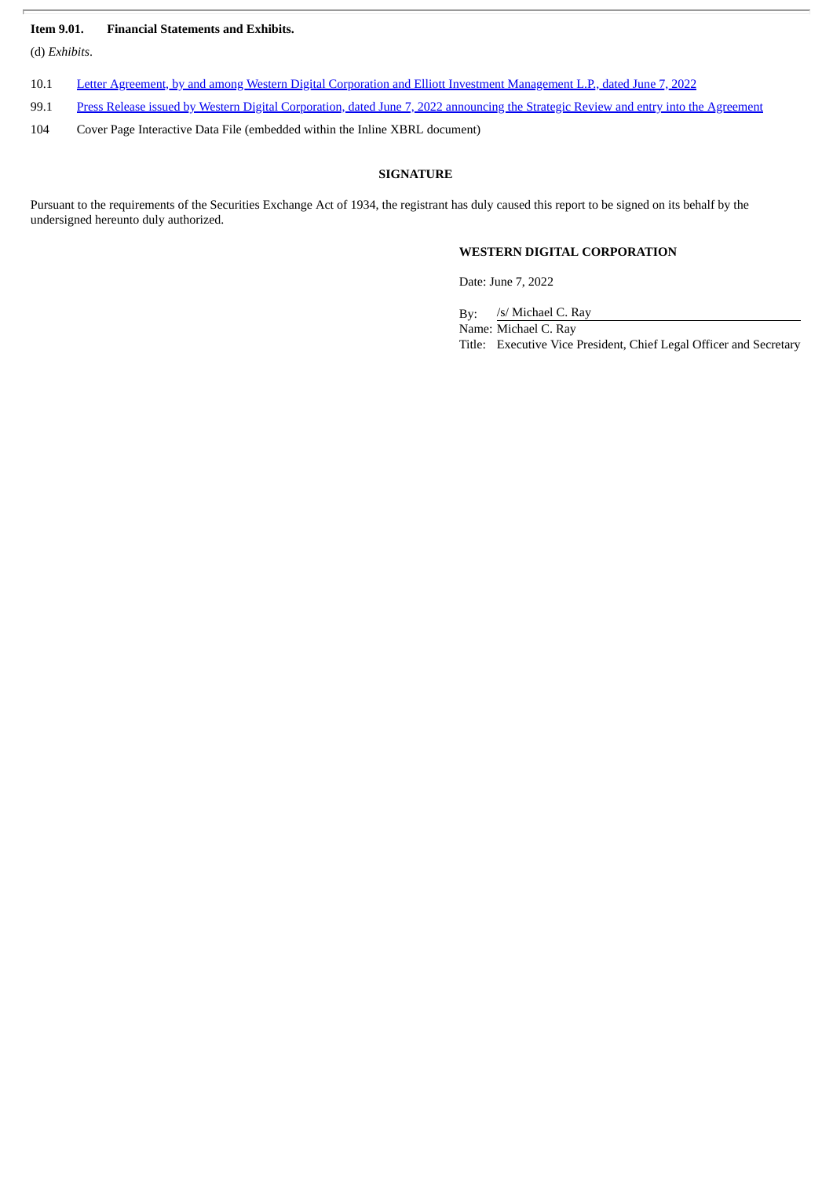**Item 9.01. Financial Statements and Exhibits.**

(d) *Exhibits*.

| | |
|---|---|
| 10.1 | Letter Agreement, by and among Western Digital Corporation and Elliott Investment Management L.P., dated June 7, 2022 |
| 99.1 | Press Release issued by Western Digital Corporation, dated June 7, 2022 announcing the Strategic Review and entry into the Agreement |
| 104 | Cover Page Interactive Data File (embedded within the Inline XBRL document) |

**SIGNATURE**

Pursuant to the requirements of the Securities Exchange Act of 1934, the registrant has duly caused this report to be signed on its behalf by the undersigned hereunto duly authorized.

**WESTERN DIGITAL CORPORATION**

Date: June 7, 2022

By: /s/ Michael C. Ray
Name: Michael C. Ray
Title: Executive Vice President, Chief Legal Officer and Secretary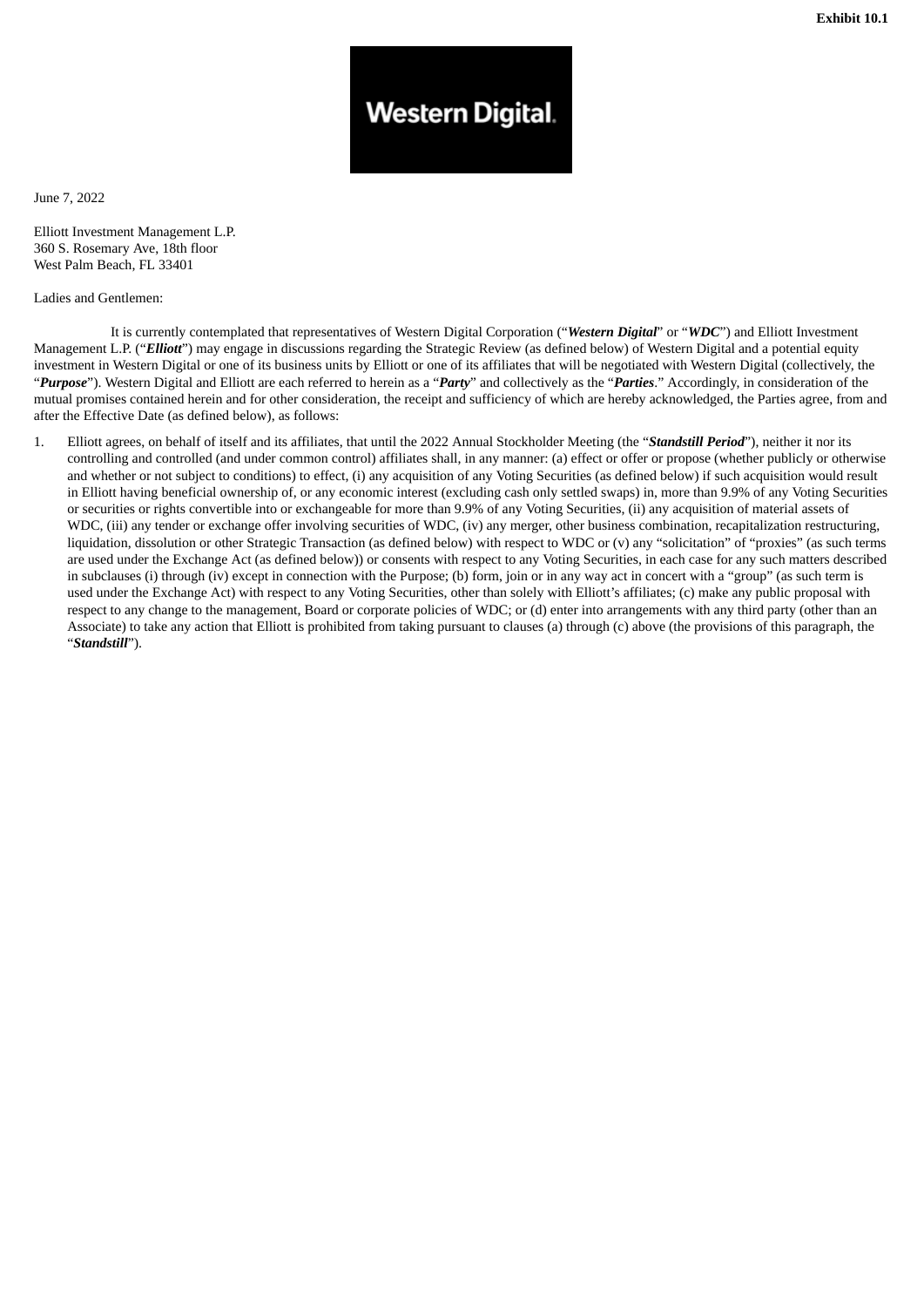**Exhibit 10.1**

Western Digital.

June 7, 2022

Elliott Investment Management L.P.
360 S. Rosemary Ave, 18th floor
West Palm Beach, FL 33401

Ladies and Gentlemen:

It is currently contemplated that representatives of Western Digital Corporation ("***Western Digital***" or "***WDC***") and Elliott Investment Management L.P. ("***Elliott***") may engage in discussions regarding the Strategic Review (as defined below) of Western Digital and a potential equity investment in Western Digital or one of its business units by Elliott or one of its affiliates that will be negotiated with Western Digital (collectively, the "***Purpose***"). Western Digital and Elliott are each referred to herein as a "***Party***" and collectively as the "***Parties***." Accordingly, in consideration of the mutual promises contained herein and for other consideration, the receipt and sufficiency of which are hereby acknowledged, the Parties agree, from and after the Effective Date (as defined below), as follows:

1. Elliott agrees, on behalf of itself and its affiliates, that until the 2022 Annual Stockholder Meeting (the "***Standstill Period***"), neither it nor its controlling and controlled (and under common control) affiliates shall, in any manner: (a) effect or offer or propose (whether publicly or otherwise and whether or not subject to conditions) to effect, (i) any acquisition of any Voting Securities (as defined below) if such acquisition would result in Elliott having beneficial ownership of, or any economic interest (excluding cash only settled swaps) in, more than 9.9% of any Voting Securities or securities or rights convertible into or exchangeable for more than 9.9% of any Voting Securities, (ii) any acquisition of material assets of WDC, (iii) any tender or exchange offer involving securities of WDC, (iv) any merger, other business combination, recapitalization restructuring, liquidation, dissolution or other Strategic Transaction (as defined below) with respect to WDC or (v) any "solicitation" of "proxies" (as such terms are used under the Exchange Act (as defined below)) or consents with respect to any Voting Securities, in each case for any such matters described in subclauses (i) through (iv) except in connection with the Purpose; (b) form, join or in any way act in concert with a "group" (as such term is used under the Exchange Act) with respect to any Voting Securities, other than solely with Elliott's affiliates; (c) make any public proposal with respect to any change to the management, Board or corporate policies of WDC; or (d) enter into arrangements with any third party (other than an Associate) to take any action that Elliott is prohibited from taking pursuant to clauses (a) through (c) above (the provisions of this paragraph, the "***Standstill***").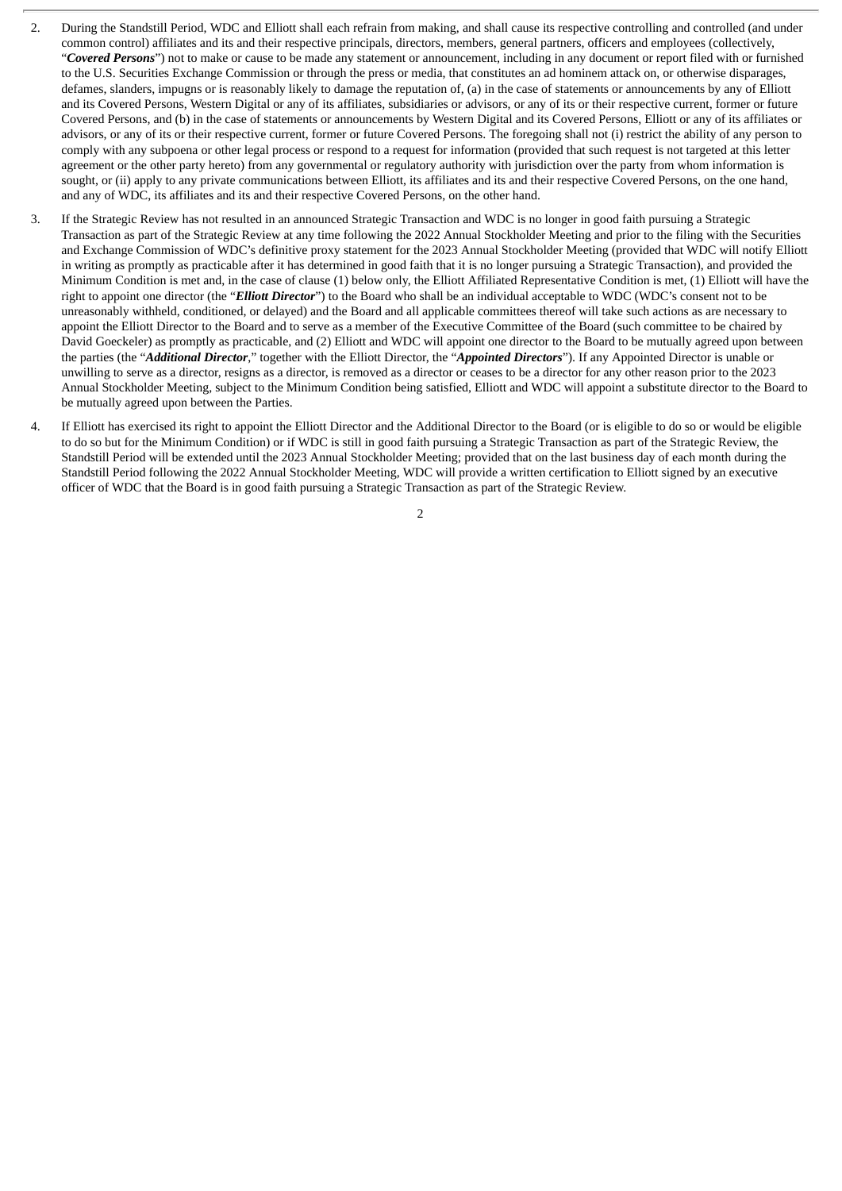2. During the Standstill Period, WDC and Elliott shall each refrain from making, and shall cause its respective controlling and controlled (and under common control) affiliates and its and their respective principals, directors, members, general partners, officers and employees (collectively, "***Covered Persons***") not to make or cause to be made any statement or announcement, including in any document or report filed with or furnished to the U.S. Securities Exchange Commission or through the press or media, that constitutes an ad hominem attack on, or otherwise disparages, defames, slanders, impugns or is reasonably likely to damage the reputation of, (a) in the case of statements or announcements by any of Elliott and its Covered Persons, Western Digital or any of its affiliates, subsidiaries or advisors, or any of its or their respective current, former or future Covered Persons, and (b) in the case of statements or announcements by Western Digital and its Covered Persons, Elliott or any of its affiliates or advisors, or any of its or their respective current, former or future Covered Persons. The foregoing shall not (i) restrict the ability of any person to comply with any subpoena or other legal process or respond to a request for information (provided that such request is not targeted at this letter agreement or the other party hereto) from any governmental or regulatory authority with jurisdiction over the party from whom information is sought, or (ii) apply to any private communications between Elliott, its affiliates and its and their respective Covered Persons, on the one hand, and any of WDC, its affiliates and its and their respective Covered Persons, on the other hand.

3. If the Strategic Review has not resulted in an announced Strategic Transaction and WDC is no longer in good faith pursuing a Strategic Transaction as part of the Strategic Review at any time following the 2022 Annual Stockholder Meeting and prior to the filing with the Securities and Exchange Commission of WDC's definitive proxy statement for the 2023 Annual Stockholder Meeting (provided that WDC will notify Elliott in writing as promptly as practicable after it has determined in good faith that it is no longer pursuing a Strategic Transaction), and provided the Minimum Condition is met and, in the case of clause (1) below only, the Elliott Affiliated Representative Condition is met, (1) Elliott will have the right to appoint one director (the "***Elliott Director***") to the Board who shall be an individual acceptable to WDC (WDC's consent not to be unreasonably withheld, conditioned, or delayed) and the Board and all applicable committees thereof will take such actions as are necessary to appoint the Elliott Director to the Board and to serve as a member of the Executive Committee of the Board (such committee to be chaired by David Goeckeler) as promptly as practicable, and (2) Elliott and WDC will appoint one director to the Board to be mutually agreed upon between the parties (the "***Additional Director***," together with the Elliott Director, the "***Appointed Directors***"). If any Appointed Director is unable or unwilling to serve as a director, resigns as a director, is removed as a director or ceases to be a director for any other reason prior to the 2023 Annual Stockholder Meeting, subject to the Minimum Condition being satisfied, Elliott and WDC will appoint a substitute director to the Board to be mutually agreed upon between the Parties.

4. If Elliott has exercised its right to appoint the Elliott Director and the Additional Director to the Board (or is eligible to do so or would be eligible to do so but for the Minimum Condition) or if WDC is still in good faith pursuing a Strategic Transaction as part of the Strategic Review, the Standstill Period will be extended until the 2023 Annual Stockholder Meeting; provided that on the last business day of each month during the Standstill Period following the 2022 Annual Stockholder Meeting, WDC will provide a written certification to Elliott signed by an executive officer of WDC that the Board is in good faith pursuing a Strategic Transaction as part of the Strategic Review.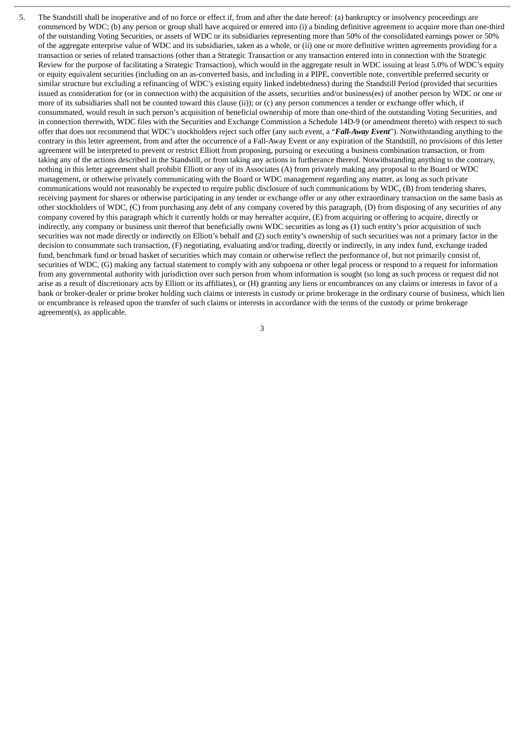5. The Standstill shall be inoperative and of no force or effect if, from and after the date hereof: (a) bankruptcy or insolvency proceedings are commenced by WDC; (b) any person or group shall have acquired or entered into (i) a binding definitive agreement to acquire more than one-third of the outstanding Voting Securities, or assets of WDC or its subsidiaries representing more than 50% of the consolidated earnings power or 50% of the aggregate enterprise value of WDC and its subsidiaries, taken as a whole, or (ii) one or more definitive written agreements providing for a transaction or series of related transactions (other than a Strategic Transaction or any transaction entered into in connection with the Strategic Review for the purpose of facilitating a Strategic Transaction), which would in the aggregate result in WDC issuing at least 5.0% of WDC's equity or equity equivalent securities (including on an as-converted basis, and including in a PIPE, convertible note, convertible preferred security or similar structure but excluding a refinancing of WDC's existing equity linked indebtedness) during the Standstill Period (provided that securities issued as consideration for (or in connection with) the acquisition of the assets, securities and/or business(es) of another person by WDC or one or more of its subsidiaries shall not be counted toward this clause (ii)); or (c) any person commences a tender or exchange offer which, if consummated, would result in such person's acquisition of beneficial ownership of more than one-third of the outstanding Voting Securities, and in connection therewith, WDC files with the Securities and Exchange Commission a Schedule 14D-9 (or amendment thereto) with respect to such offer that does not recommend that WDC's stockholders reject such offer (any such event, a "***Fall-Away Event***"). Notwithstanding anything to the contrary in this letter agreement, from and after the occurrence of a Fall-Away Event or any expiration of the Standstill, no provisions of this letter agreement will be interpreted to prevent or restrict Elliott from proposing, pursuing or executing a business combination transaction, or from taking any of the actions described in the Standstill, or from taking any actions in furtherance thereof. Notwithstanding anything to the contrary, nothing in this letter agreement shall prohibit Elliott or any of its Associates (A) from privately making any proposal to the Board or WDC management, or otherwise privately communicating with the Board or WDC management regarding any matter, as long as such private communications would not reasonably be expected to require public disclosure of such communications by WDC, (B) from tendering shares, receiving payment for shares or otherwise participating in any tender or exchange offer or any other extraordinary transaction on the same basis as other stockholders of WDC, (C) from purchasing any debt of any company covered by this paragraph, (D) from disposing of any securities of any company covered by this paragraph which it currently holds or may hereafter acquire, (E) from acquiring or offering to acquire, directly or indirectly, any company or business unit thereof that beneficially owns WDC securities as long as (1) such entity's prior acquisition of such securities was not made directly or indirectly on Elliott's behalf and (2) such entity's ownership of such securities was not a primary factor in the decision to consummate such transaction, (F) negotiating, evaluating and/or trading, directly or indirectly, in any index fund, exchange traded fund, benchmark fund or broad basket of securities which may contain or otherwise reflect the performance of, but not primarily consist of, securities of WDC, (G) making any factual statement to comply with any subpoena or other legal process or respond to a request for information from any governmental authority with jurisdiction over such person from whom information is sought (so long as such process or request did not arise as a result of discretionary acts by Elliott or its affiliates), or (H) granting any liens or encumbrances on any claims or interests in favor of a bank or broker-dealer or prime broker holding such claims or interests in custody or prime brokerage in the ordinary course of business, which lien or encumbrance is released upon the transfer of such claims or interests in accordance with the terms of the custody or prime brokerage agreement(s), as applicable.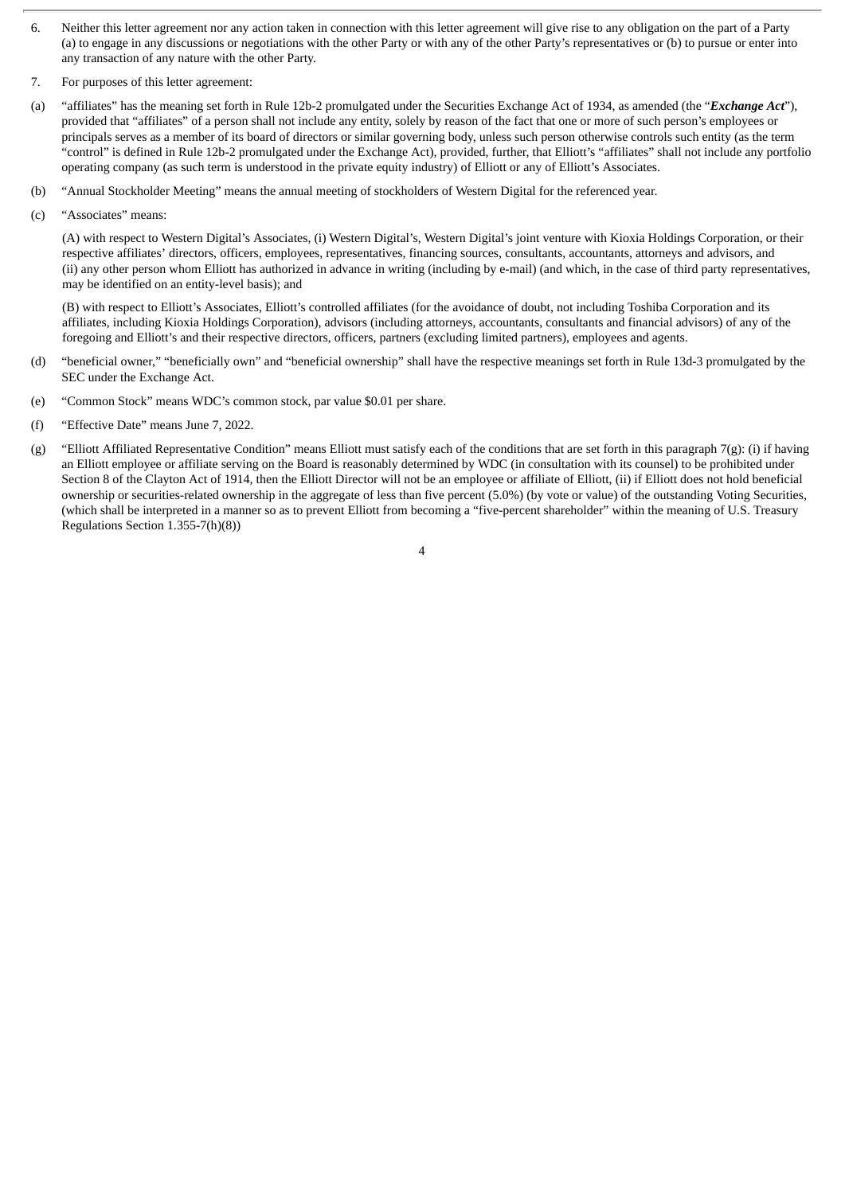6. Neither this letter agreement nor any action taken in connection with this letter agreement will give rise to any obligation on the part of a Party (a) to engage in any discussions or negotiations with the other Party or with any of the other Party's representatives or (b) to pursue or enter into any transaction of any nature with the other Party.

7. For purposes of this letter agreement:

(a) "affiliates" has the meaning set forth in Rule 12b-2 promulgated under the Securities Exchange Act of 1934, as amended (the "***Exchange Act***"), provided that "affiliates" of a person shall not include any entity, solely by reason of the fact that one or more of such person's employees or principals serves as a member of its board of directors or similar governing body, unless such person otherwise controls such entity (as the term "control" is defined in Rule 12b-2 promulgated under the Exchange Act), provided, further, that Elliott's "affiliates" shall not include any portfolio operating company (as such term is understood in the private equity industry) of Elliott or any of Elliott's Associates.

(b) "Annual Stockholder Meeting" means the annual meeting of stockholders of Western Digital for the referenced year.

(c) "Associates" means:

(A) with respect to Western Digital's Associates, (i) Western Digital's, Western Digital's joint venture with Kioxia Holdings Corporation, or their respective affiliates' directors, officers, employees, representatives, financing sources, consultants, accountants, attorneys and advisors, and (ii) any other person whom Elliott has authorized in advance in writing (including by e-mail) (and which, in the case of third party representatives, may be identified on an entity-level basis); and

(B) with respect to Elliott's Associates, Elliott's controlled affiliates (for the avoidance of doubt, not including Toshiba Corporation and its affiliates, including Kioxia Holdings Corporation), advisors (including attorneys, accountants, consultants and financial advisors) of any of the foregoing and Elliott's and their respective directors, officers, partners (excluding limited partners), employees and agents.

(d) "beneficial owner," "beneficially own" and "beneficial ownership" shall have the respective meanings set forth in Rule 13d-3 promulgated by the SEC under the Exchange Act.

(e) "Common Stock" means WDC's common stock, par value $0.01 per share.

(f) "Effective Date" means June 7, 2022.

(g) "Elliott Affiliated Representative Condition" means Elliott must satisfy each of the conditions that are set forth in this paragraph 7(g): (i) if having an Elliott employee or affiliate serving on the Board is reasonably determined by WDC (in consultation with its counsel) to be prohibited under Section 8 of the Clayton Act of 1914, then the Elliott Director will not be an employee or affiliate of Elliott, (ii) if Elliott does not hold beneficial ownership or securities-related ownership in the aggregate of less than five percent (5.0%) (by vote or value) of the outstanding Voting Securities, (which shall be interpreted in a manner so as to prevent Elliott from becoming a "five-percent shareholder" within the meaning of U.S. Treasury Regulations Section 1.355-7(h)(8))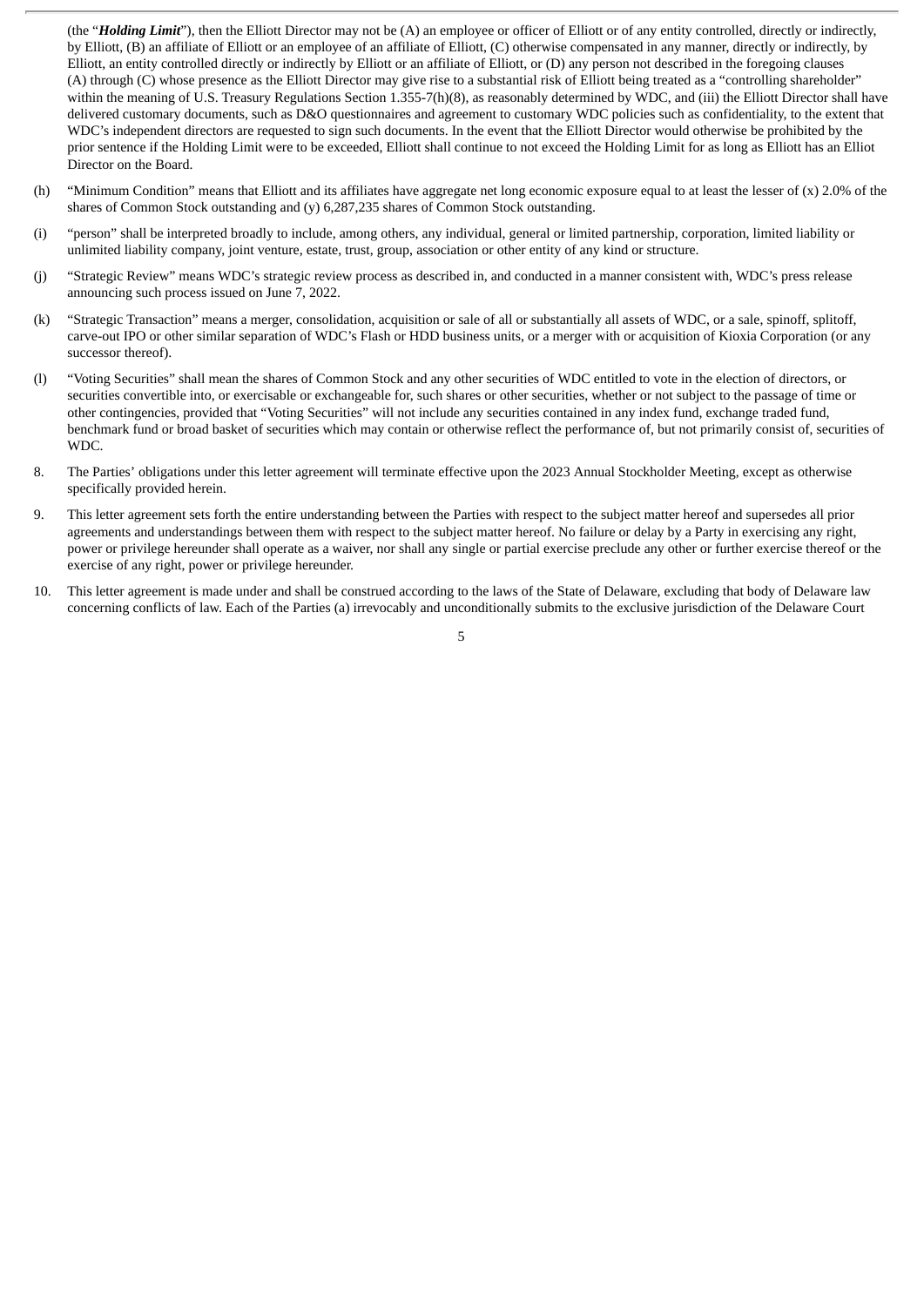(the "***Holding Limit***"), then the Elliott Director may not be (A) an employee or officer of Elliott or of any entity controlled, directly or indirectly, by Elliott, (B) an affiliate of Elliott or an employee of an affiliate of Elliott, (C) otherwise compensated in any manner, directly or indirectly, by Elliott, an entity controlled directly or indirectly by Elliott or an affiliate of Elliott, or (D) any person not described in the foregoing clauses (A) through (C) whose presence as the Elliott Director may give rise to a substantial risk of Elliott being treated as a "controlling shareholder" within the meaning of U.S. Treasury Regulations Section 1.355-7(h)(8), as reasonably determined by WDC, and (iii) the Elliott Director shall have delivered customary documents, such as D&O questionnaires and agreement to customary WDC policies such as confidentiality, to the extent that WDC's independent directors are requested to sign such documents. In the event that the Elliott Director would otherwise be prohibited by the prior sentence if the Holding Limit were to be exceeded, Elliott shall continue to not exceed the Holding Limit for as long as Elliott has an Elliot Director on the Board.

(h) "Minimum Condition" means that Elliott and its affiliates have aggregate net long economic exposure equal to at least the lesser of (x) 2.0% of the shares of Common Stock outstanding and (y) 6,287,235 shares of Common Stock outstanding.

(i) "person" shall be interpreted broadly to include, among others, any individual, general or limited partnership, corporation, limited liability or unlimited liability company, joint venture, estate, trust, group, association or other entity of any kind or structure.

(j) "Strategic Review" means WDC's strategic review process as described in, and conducted in a manner consistent with, WDC's press release announcing such process issued on June 7, 2022.

(k) "Strategic Transaction" means a merger, consolidation, acquisition or sale of all or substantially all assets of WDC, or a sale, spinoff, splitoff, carve-out IPO or other similar separation of WDC's Flash or HDD business units, or a merger with or acquisition of Kioxia Corporation (or any successor thereof).

(l) "Voting Securities" shall mean the shares of Common Stock and any other securities of WDC entitled to vote in the election of directors, or securities convertible into, or exercisable or exchangeable for, such shares or other securities, whether or not subject to the passage of time or other contingencies, provided that "Voting Securities" will not include any securities contained in any index fund, exchange traded fund, benchmark fund or broad basket of securities which may contain or otherwise reflect the performance of, but not primarily consist of, securities of WDC.

8. The Parties' obligations under this letter agreement will terminate effective upon the 2023 Annual Stockholder Meeting, except as otherwise specifically provided herein.

9. This letter agreement sets forth the entire understanding between the Parties with respect to the subject matter hereof and supersedes all prior agreements and understandings between them with respect to the subject matter hereof. No failure or delay by a Party in exercising any right, power or privilege hereunder shall operate as a waiver, nor shall any single or partial exercise preclude any other or further exercise thereof or the exercise of any right, power or privilege hereunder.

10. This letter agreement is made under and shall be construed according to the laws of the State of Delaware, excluding that body of Delaware law concerning conflicts of law. Each of the Parties (a) irrevocably and unconditionally submits to the exclusive jurisdiction of the Delaware Court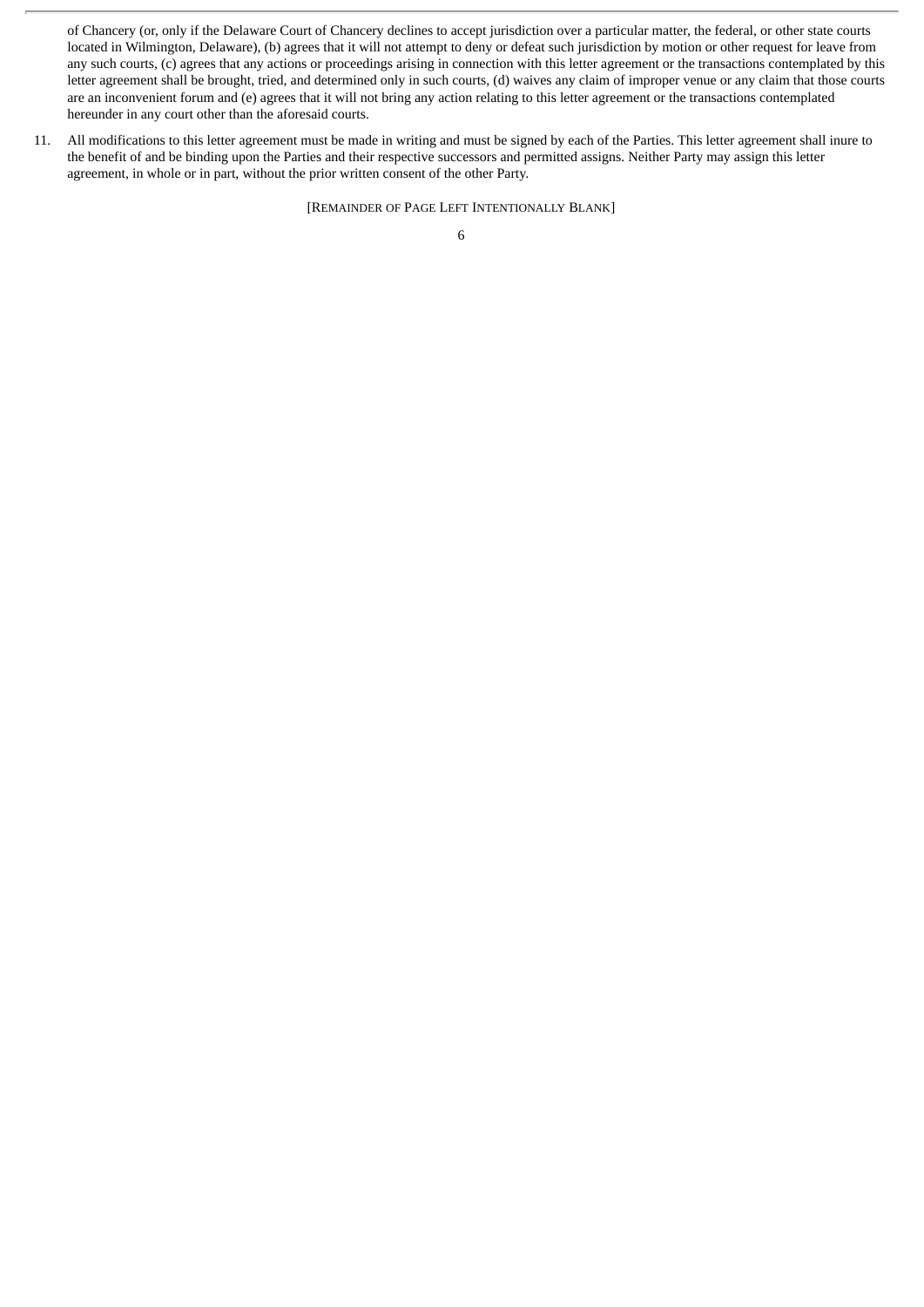of Chancery (or, only if the Delaware Court of Chancery declines to accept jurisdiction over a particular matter, the federal, or other state courts located in Wilmington, Delaware), (b) agrees that it will not attempt to deny or defeat such jurisdiction by motion or other request for leave from any such courts, (c) agrees that any actions or proceedings arising in connection with this letter agreement or the transactions contemplated by this letter agreement shall be brought, tried, and determined only in such courts, (d) waives any claim of improper venue or any claim that those courts are an inconvenient forum and (e) agrees that it will not bring any action relating to this letter agreement or the transactions contemplated hereunder in any court other than the aforesaid courts.

11. All modifications to this letter agreement must be made in writing and must be signed by each of the Parties. This letter agreement shall inure to the benefit of and be binding upon the Parties and their respective successors and permitted assigns. Neither Party may assign this letter agreement, in whole or in part, without the prior written consent of the other Party.

[REMAINDER OF PAGE LEFT INTENTIONALLY BLANK]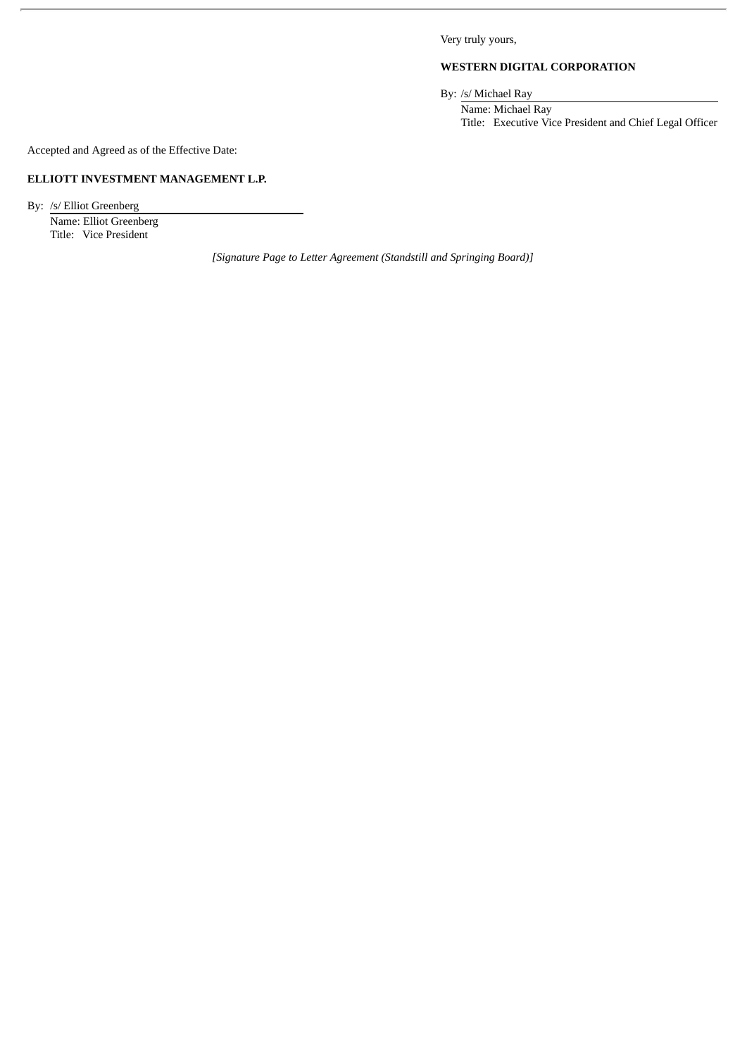Very truly yours,

**WESTERN DIGITAL CORPORATION**

By: /s/ Michael Ray
Name: Michael Ray
Title: Executive Vice President and Chief Legal Officer

Accepted and Agreed as of the Effective Date:

**ELLIOTT INVESTMENT MANAGEMENT L.P.**

By: /s/ Elliot Greenberg
Name: Elliot Greenberg
Title: Vice President

*[Signature Page to Letter Agreement (Standstill and Springing Board)]*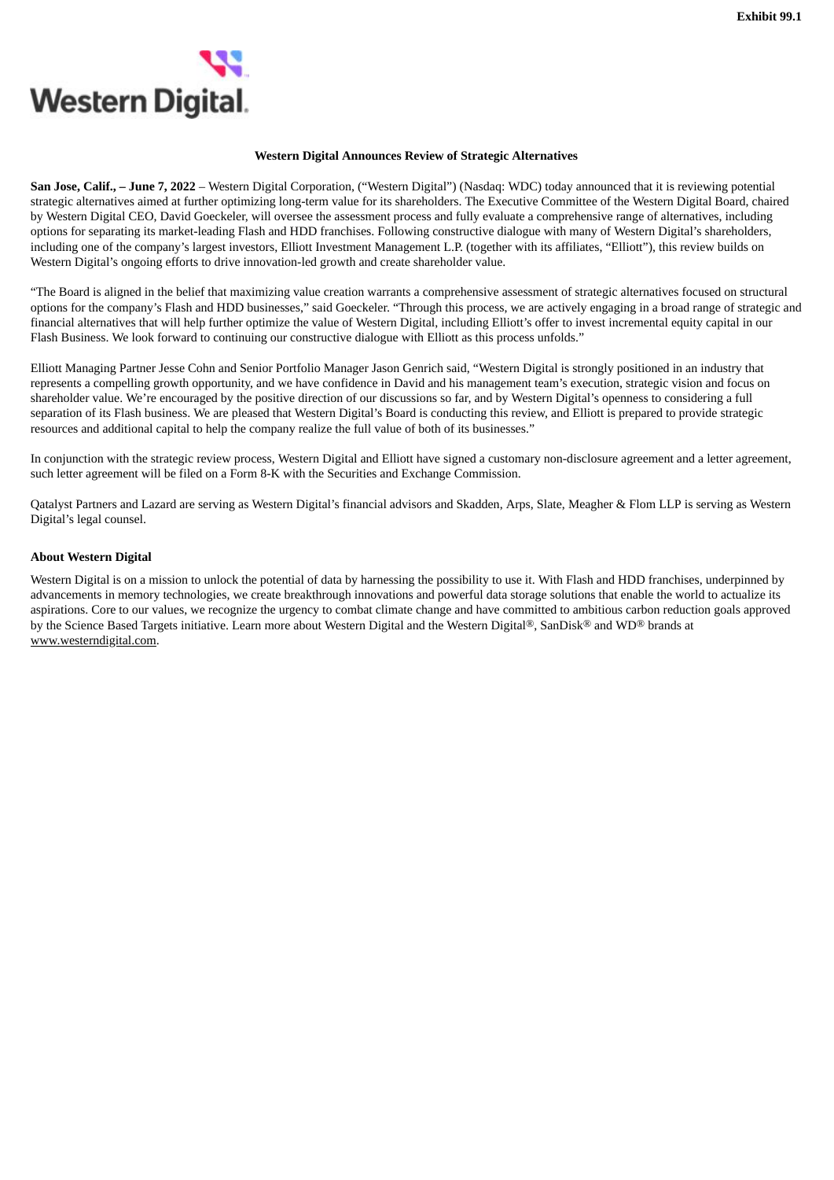Exhibit 99.1

Western Digital.

**Western Digital Announces Review of Strategic Alternatives**

**San Jose, Calif., – June 7, 2022** – Western Digital Corporation, ("Western Digital") (Nasdaq: WDC) today announced that it is reviewing potential strategic alternatives aimed at further optimizing long-term value for its shareholders. The Executive Committee of the Western Digital Board, chaired by Western Digital CEO, David Goeckeler, will oversee the assessment process and fully evaluate a comprehensive range of alternatives, including options for separating its market-leading Flash and HDD franchises. Following constructive dialogue with many of Western Digital's shareholders, including one of the company's largest investors, Elliott Investment Management L.P. (together with its affiliates, "Elliott"), this review builds on Western Digital's ongoing efforts to drive innovation-led growth and create shareholder value.

"The Board is aligned in the belief that maximizing value creation warrants a comprehensive assessment of strategic alternatives focused on structural options for the company's Flash and HDD businesses," said Goeckeler. "Through this process, we are actively engaging in a broad range of strategic and financial alternatives that will help further optimize the value of Western Digital, including Elliott's offer to invest incremental equity capital in our Flash Business. We look forward to continuing our constructive dialogue with Elliott as this process unfolds."

Elliott Managing Partner Jesse Cohn and Senior Portfolio Manager Jason Genrich said, "Western Digital is strongly positioned in an industry that represents a compelling growth opportunity, and we have confidence in David and his management team's execution, strategic vision and focus on shareholder value. We're encouraged by the positive direction of our discussions so far, and by Western Digital's openness to considering a full separation of its Flash business. We are pleased that Western Digital's Board is conducting this review, and Elliott is prepared to provide strategic resources and additional capital to help the company realize the full value of both of its businesses."

In conjunction with the strategic review process, Western Digital and Elliott have signed a customary non-disclosure agreement and a letter agreement, such letter agreement will be filed on a Form 8-K with the Securities and Exchange Commission.

Qatalyst Partners and Lazard are serving as Western Digital's financial advisors and Skadden, Arps, Slate, Meagher & Flom LLP is serving as Western Digital's legal counsel.

**About Western Digital**

Western Digital is on a mission to unlock the potential of data by harnessing the possibility to use it. With Flash and HDD franchises, underpinned by advancements in memory technologies, we create breakthrough innovations and powerful data storage solutions that enable the world to actualize its aspirations. Core to our values, we recognize the urgency to combat climate change and have committed to ambitious carbon reduction goals approved by the Science Based Targets initiative. Learn more about Western Digital and the Western Digital®, SanDisk® and WD® brands at www.westerndigital.com.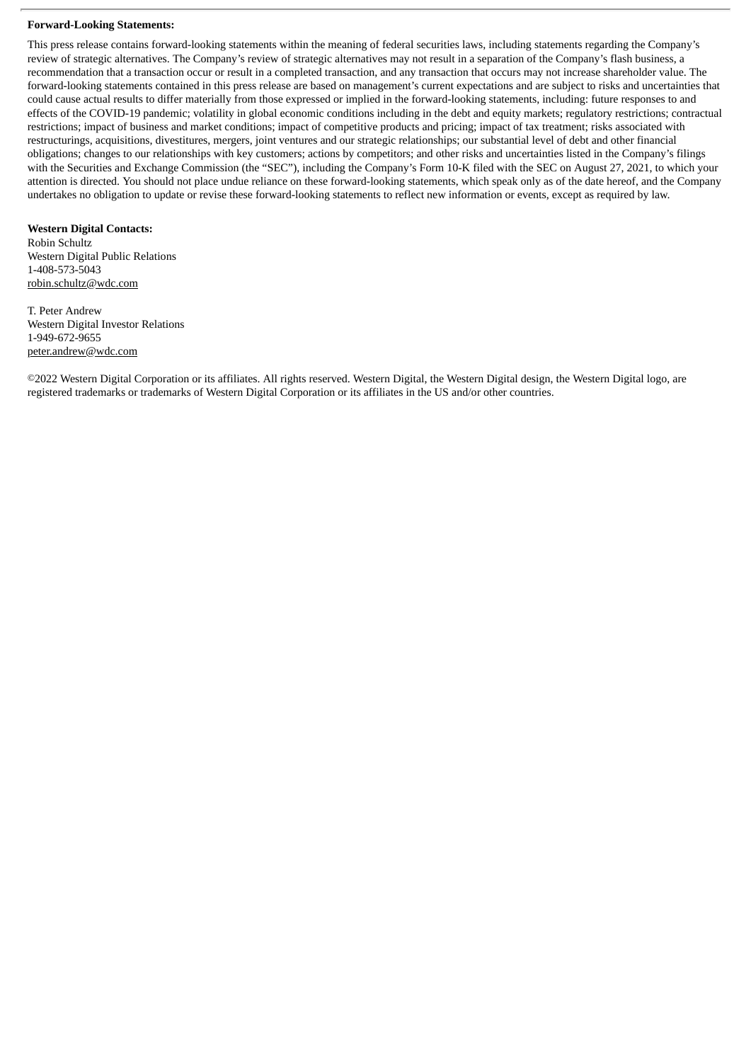**Forward-Looking Statements:**

This press release contains forward-looking statements within the meaning of federal securities laws, including statements regarding the Company's review of strategic alternatives. The Company's review of strategic alternatives may not result in a separation of the Company's flash business, a recommendation that a transaction occur or result in a completed transaction, and any transaction that occurs may not increase shareholder value. The forward-looking statements contained in this press release are based on management's current expectations and are subject to risks and uncertainties that could cause actual results to differ materially from those expressed or implied in the forward-looking statements, including: future responses to and effects of the COVID-19 pandemic; volatility in global economic conditions including in the debt and equity markets; regulatory restrictions; contractual restrictions; impact of business and market conditions; impact of competitive products and pricing; impact of tax treatment; risks associated with restructurings, acquisitions, divestitures, mergers, joint ventures and our strategic relationships; our substantial level of debt and other financial obligations; changes to our relationships with key customers; actions by competitors; and other risks and uncertainties listed in the Company's filings with the Securities and Exchange Commission (the "SEC"), including the Company's Form 10-K filed with the SEC on August 27, 2021, to which your attention is directed. You should not place undue reliance on these forward-looking statements, which speak only as of the date hereof, and the Company undertakes no obligation to update or revise these forward-looking statements to reflect new information or events, except as required by law.

**Western Digital Contacts:**

Robin Schultz
Western Digital Public Relations
1-408-573-5043
robin.schultz@wdc.com

T. Peter Andrew
Western Digital Investor Relations
1-949-672-9655
peter.andrew@wdc.com

©2022 Western Digital Corporation or its affiliates. All rights reserved. Western Digital, the Western Digital design, the Western Digital logo, are registered trademarks or trademarks of Western Digital Corporation or its affiliates in the US and/or other countries.